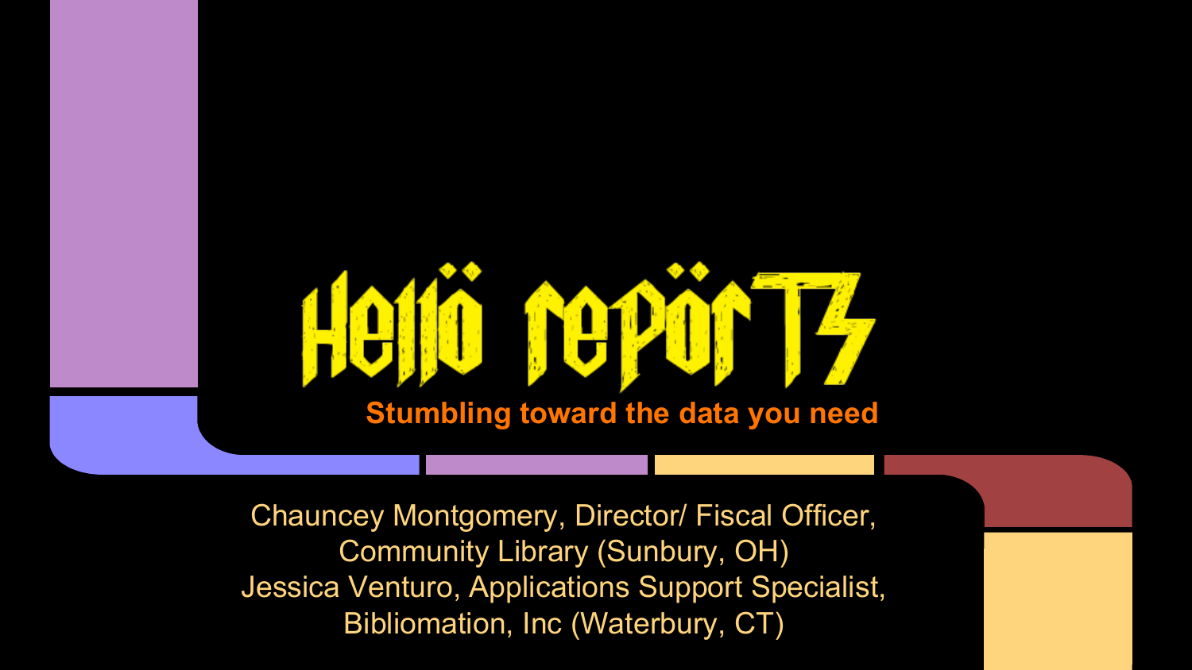# Hellö repörTz

**Stumbling toward the data you need**

Chauncey Montgomery, Director/ Fiscal Officer,
Community Library (Sunbury, OH)
Jessica Venturo, Applications Support Specialist,
Bibliomation, Inc (Waterbury, CT)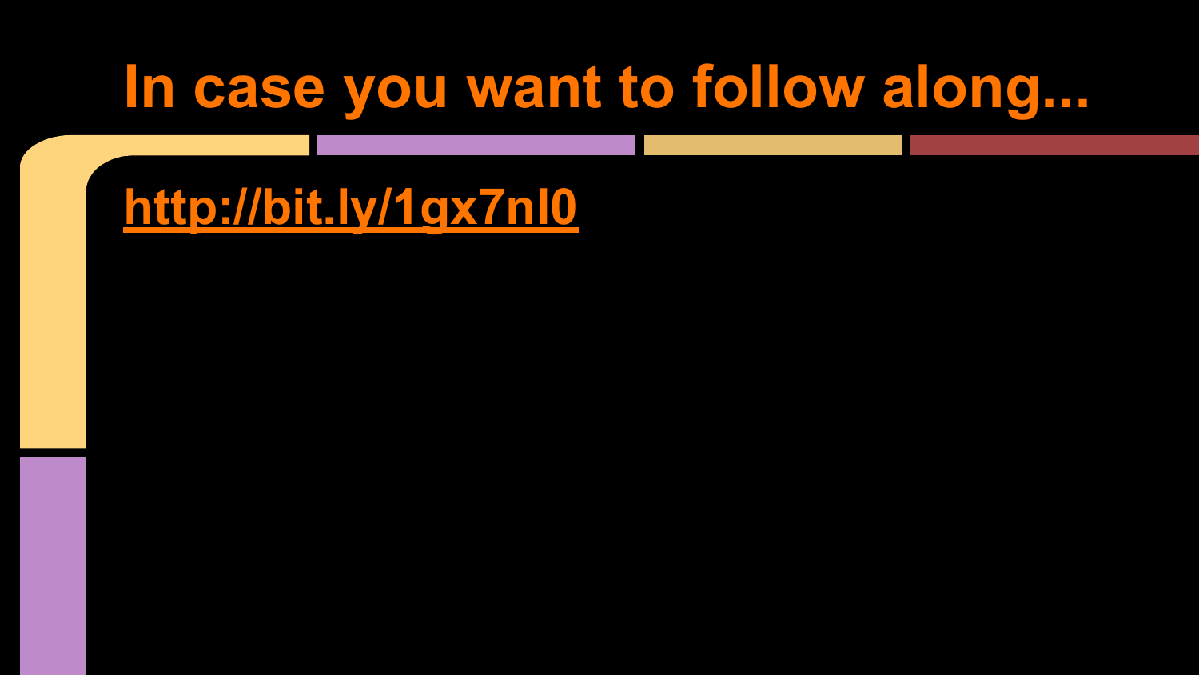# In case you want to follow along...

http://bit.ly/1gx7nl0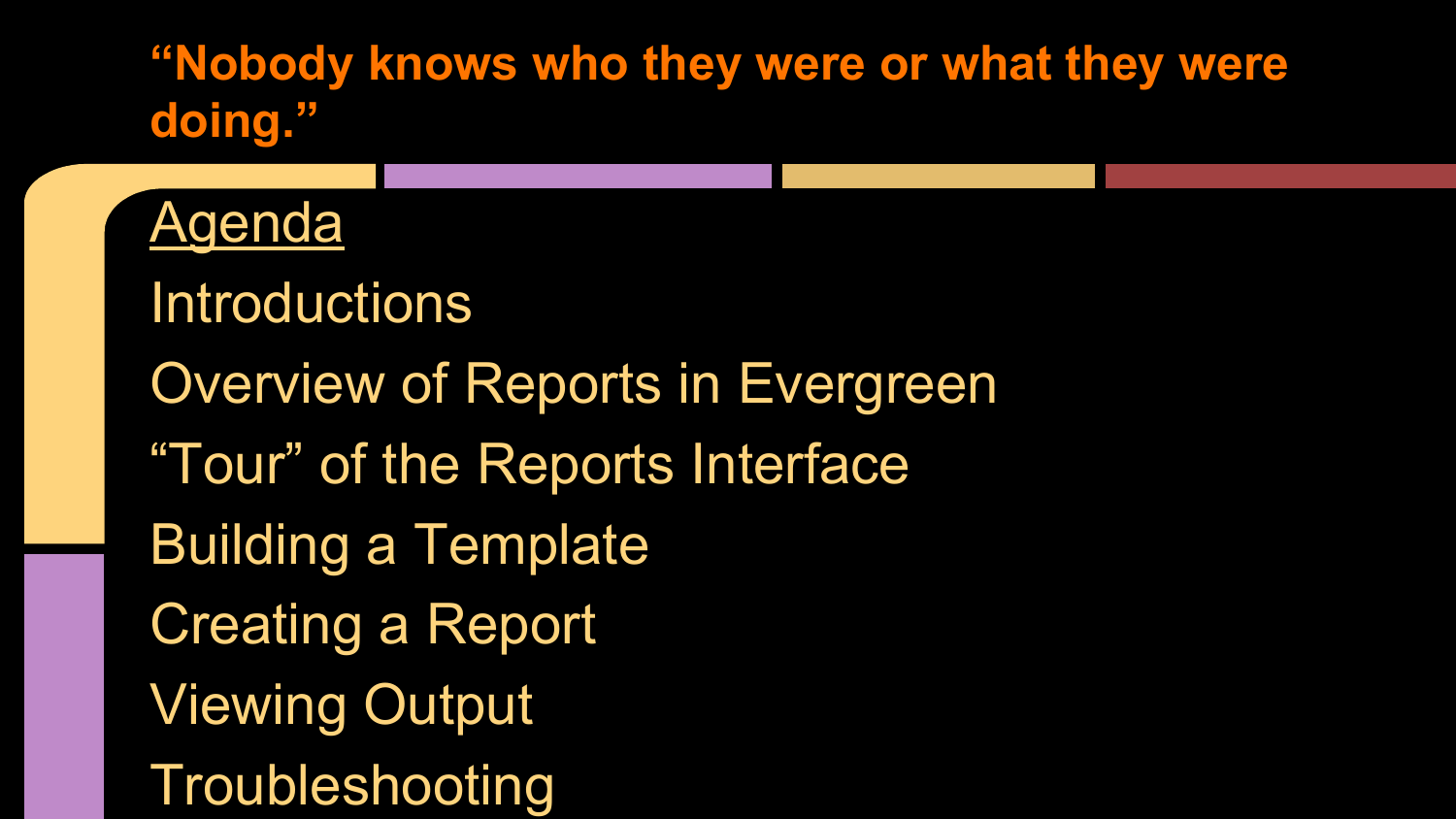# “Nobody knows who they were or what they were doing.”

## Agenda

- Introductions
- Overview of Reports in Evergreen
- “Tour” of the Reports Interface
- Building a Template
- Creating a Report
- Viewing Output
- Troubleshooting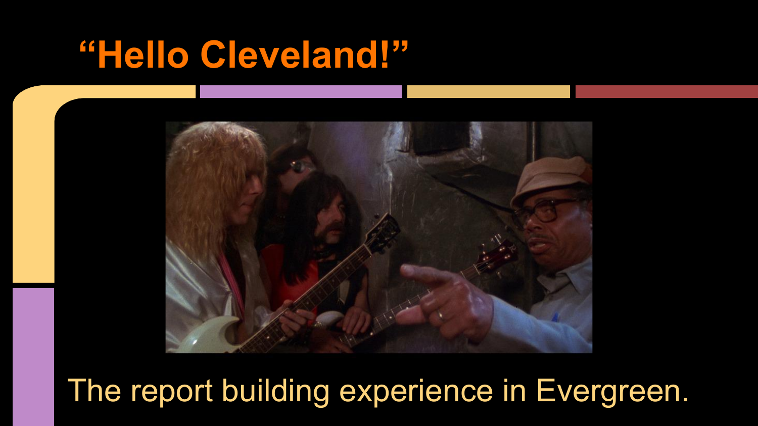# "Hello Cleveland!"

The report building experience in Evergreen.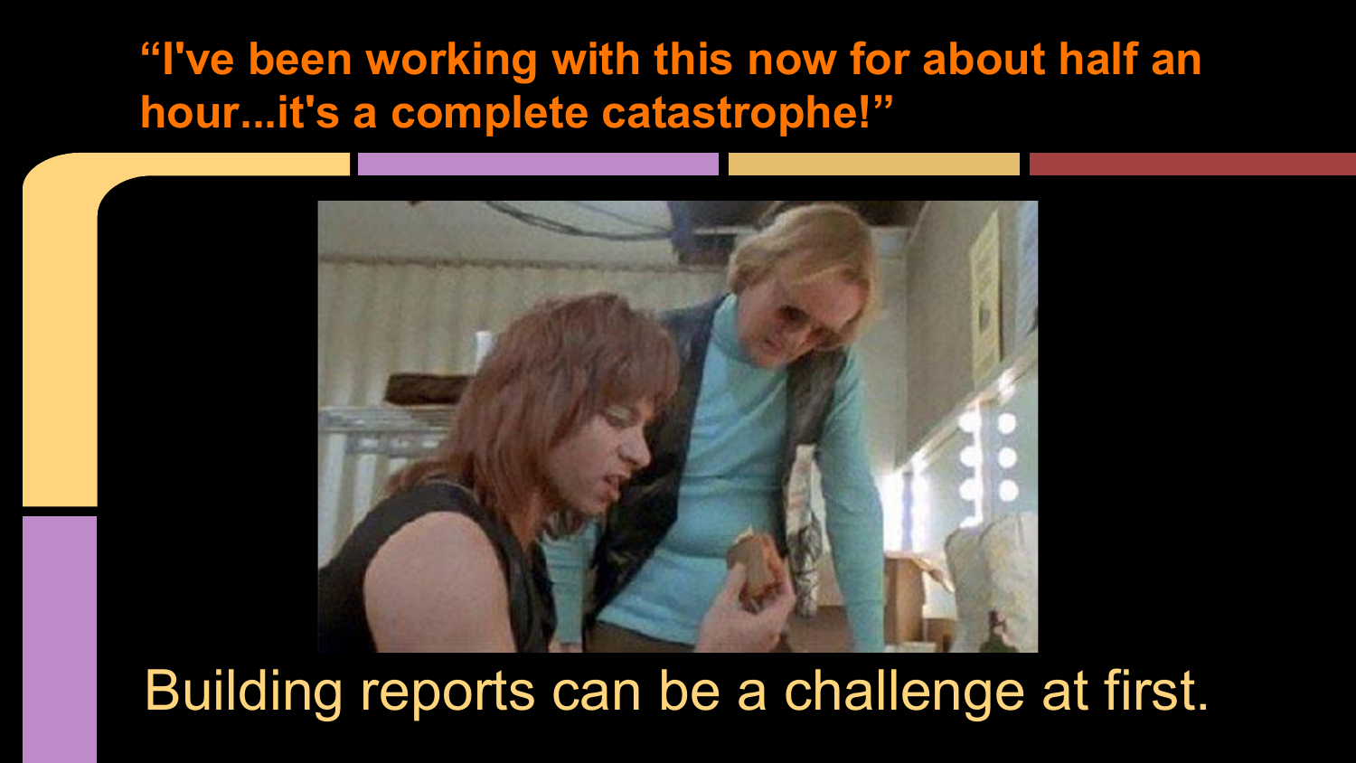# "I've been working with this now for about half an hour...it's a complete catastrophe!"

Building reports can be a challenge at first.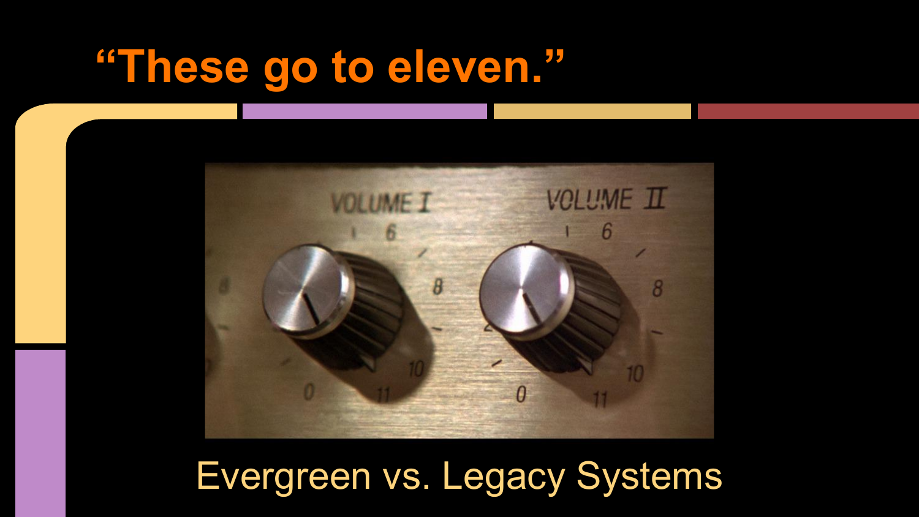# "These go to eleven."

Evergreen vs. Legacy Systems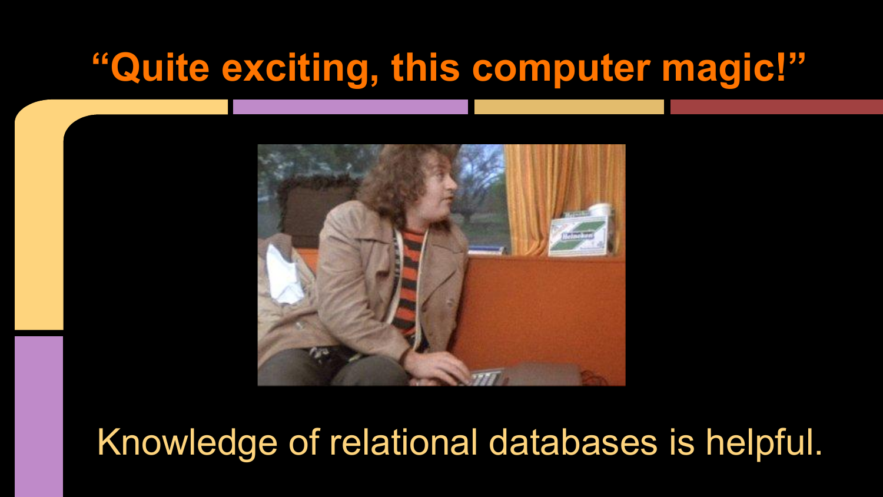# “Quite exciting, this computer magic!”

Knowledge of relational databases is helpful.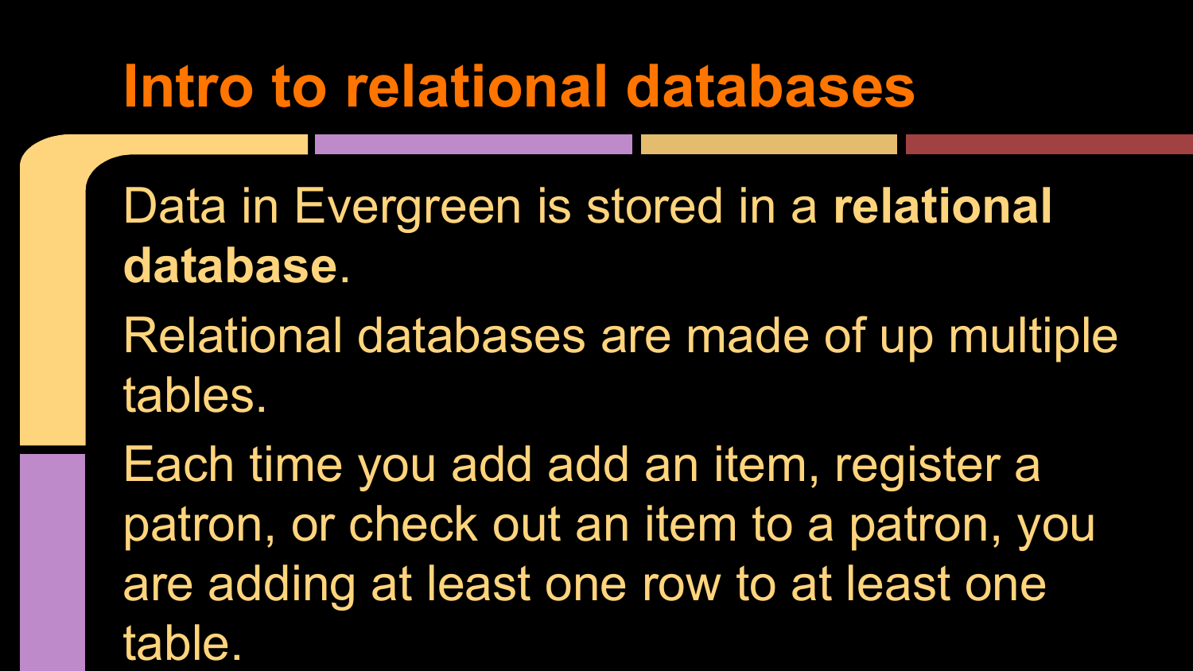# Intro to relational databases

Data in Evergreen is stored in a **relational database**.

Relational databases are made of up multiple tables.

Each time you add add an item, register a patron, or check out an item to a patron, you are adding at least one row to at least one table.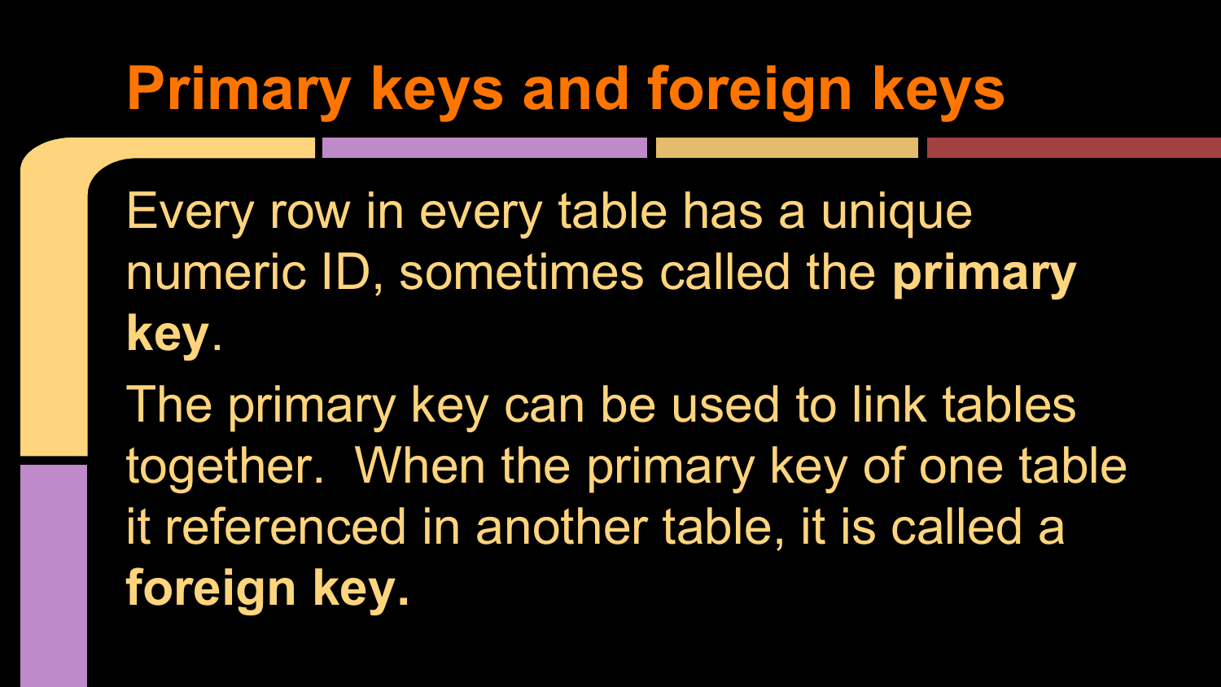# Primary keys and foreign keys

Every row in every table has a unique numeric ID, sometimes called the **primary key**.

The primary key can be used to link tables together. When the primary key of one table it referenced in another table, it is called a **foreign key.**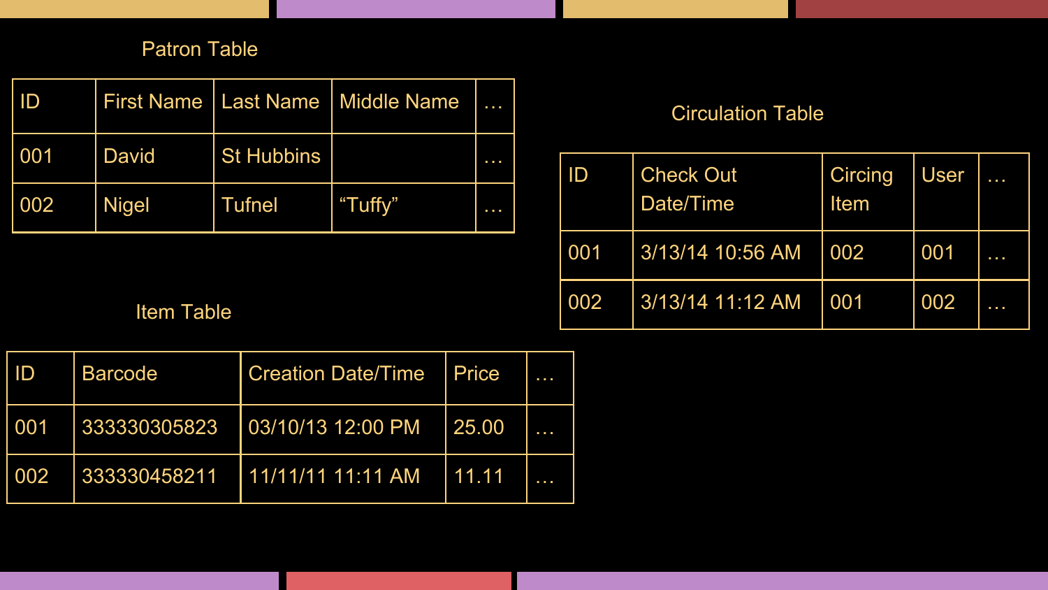## Patron Table

| ID | First Name | Last Name | Middle Name | … |
|---|---|---|---|---|
| 001 | David | St Hubbins | | … |
| 002 | Nigel | Tufnel | "Tuffy" | … |

## Circulation Table

| ID | Check Out Date/Time | Circing Item | User | … |
|---|---|---|---|---|
| 001 | 3/13/14 10:56 AM | 002 | 001 | … |
| 002 | 3/13/14 11:12 AM | 001 | 002 | … |

## Item Table

| ID | Barcode | Creation Date/Time | Price | … |
|---|---|---|---|---|
| 001 | 333330305823 | 03/10/13 12:00 PM | 25.00 | … |
| 002 | 333330458211 | 11/11/11 11:11 AM | 11.11 | … |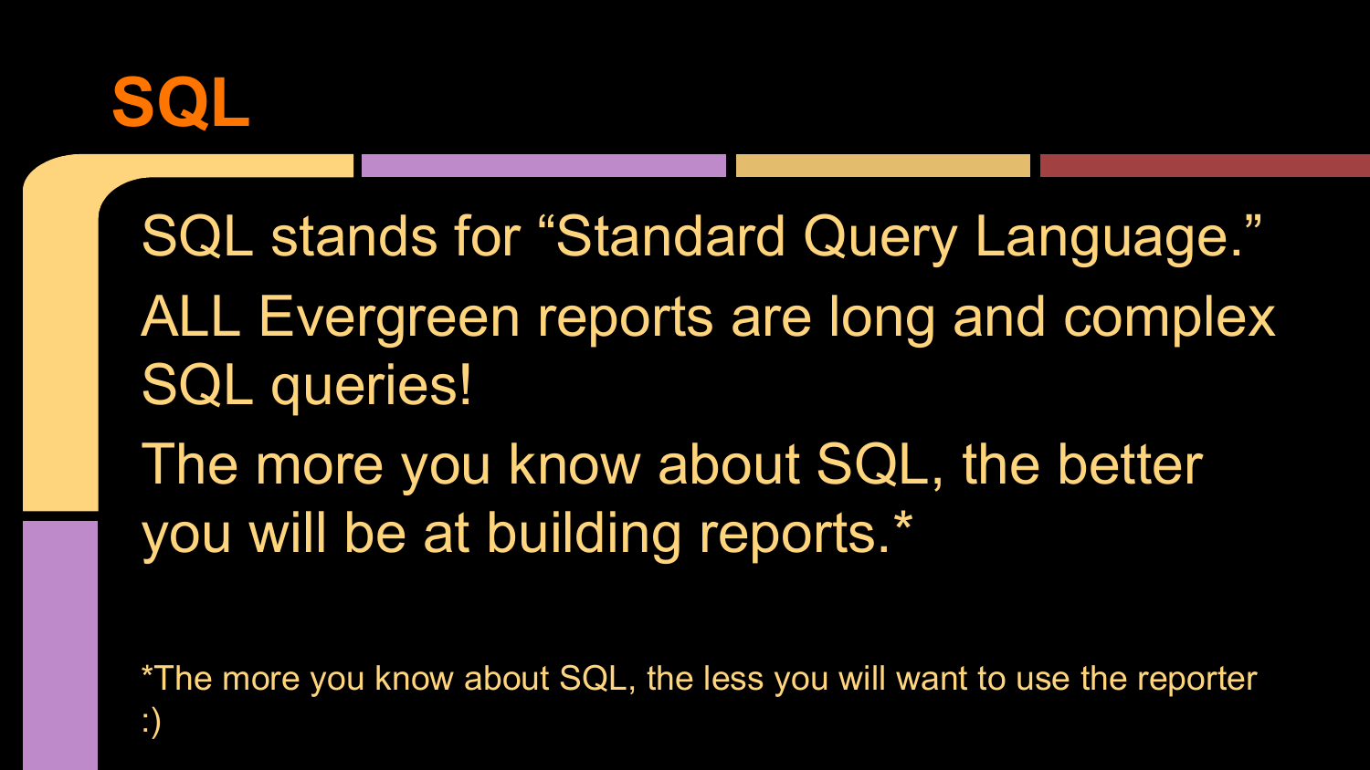# SQL

SQL stands for “Standard Query Language.”

ALL Evergreen reports are long and complex SQL queries!

The more you know about SQL, the better you will be at building reports.*

*The more you know about SQL, the less you will want to use the reporter :)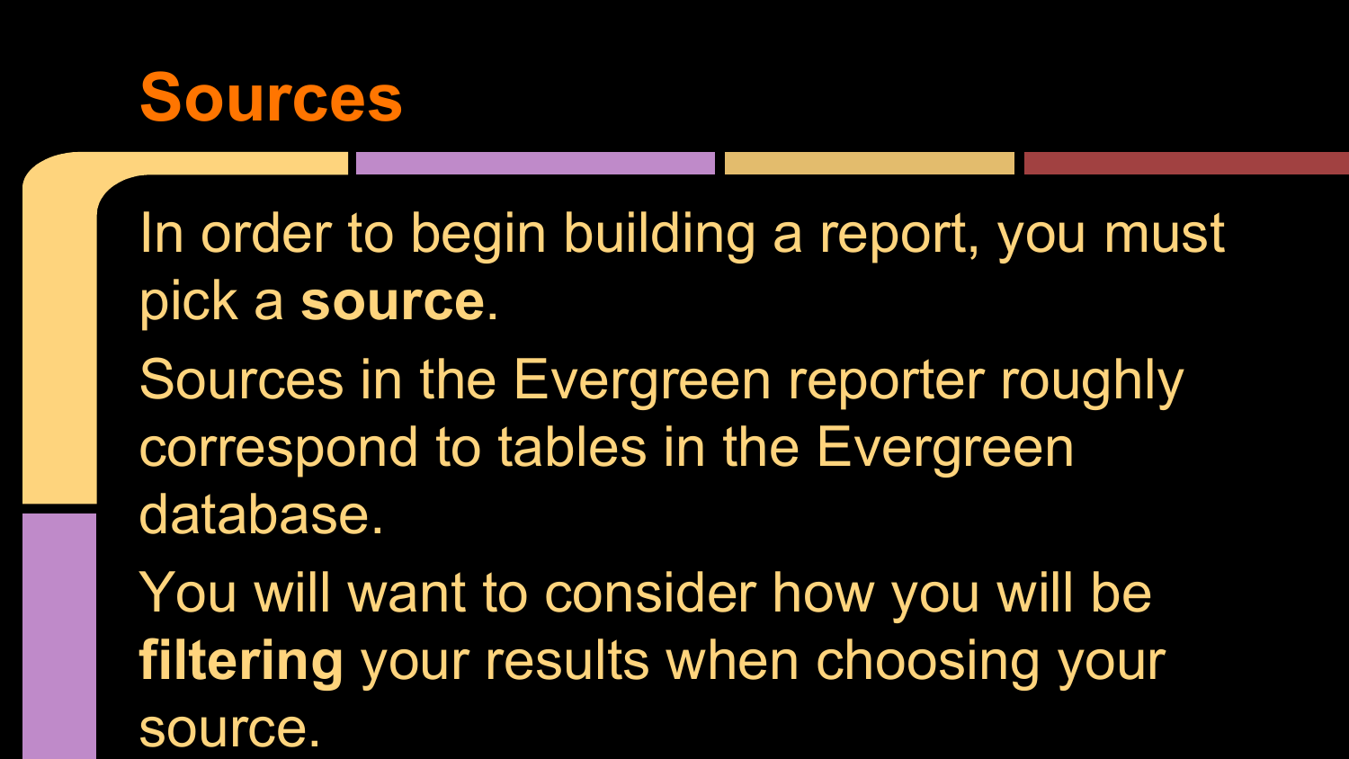# Sources

In order to begin building a report, you must pick a **source**.

Sources in the Evergreen reporter roughly correspond to tables in the Evergreen database.

You will want to consider how you will be **filtering** your results when choosing your source.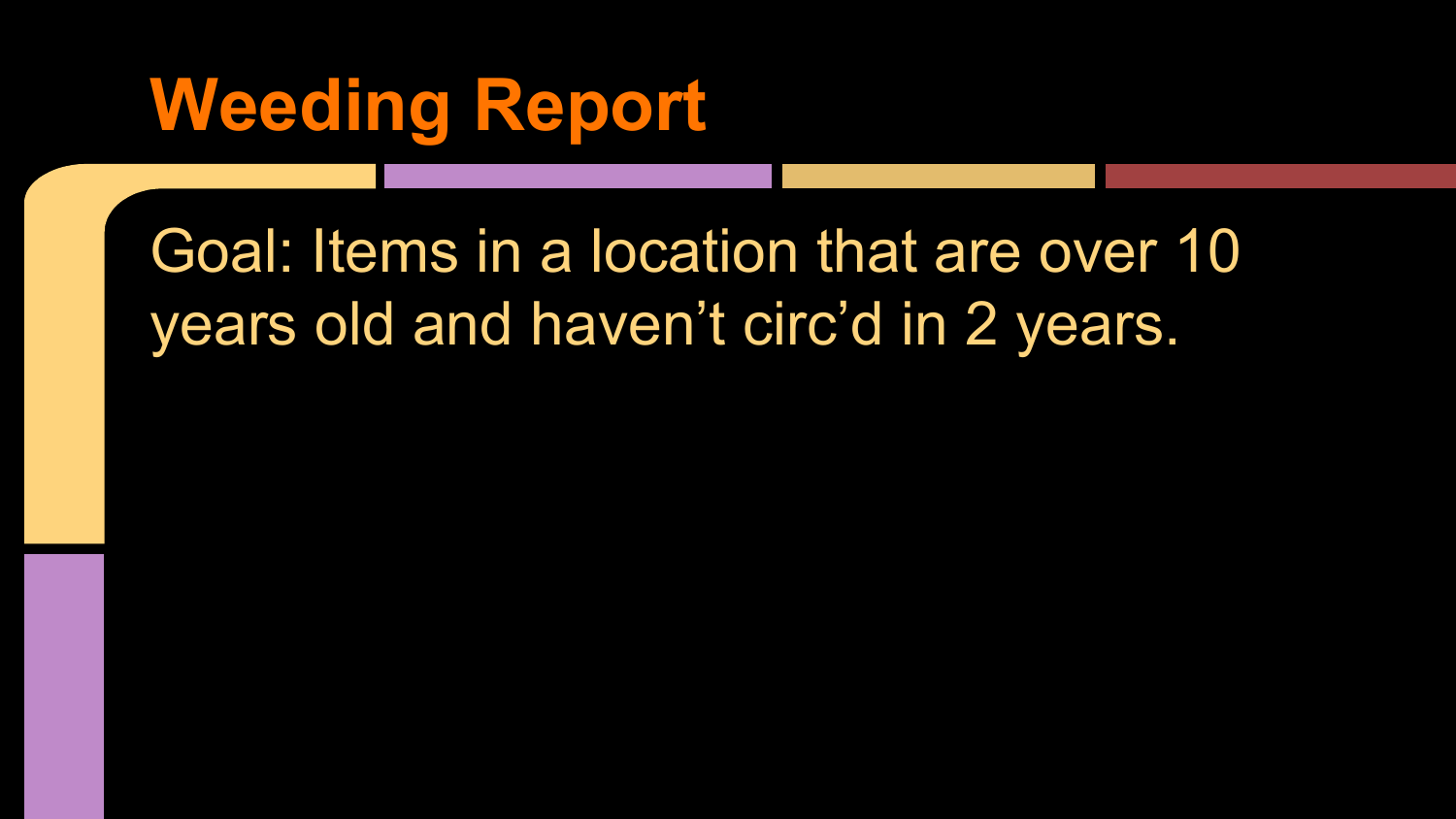# Weeding Report

Goal: Items in a location that are over 10 years old and haven’t circ’d in 2 years.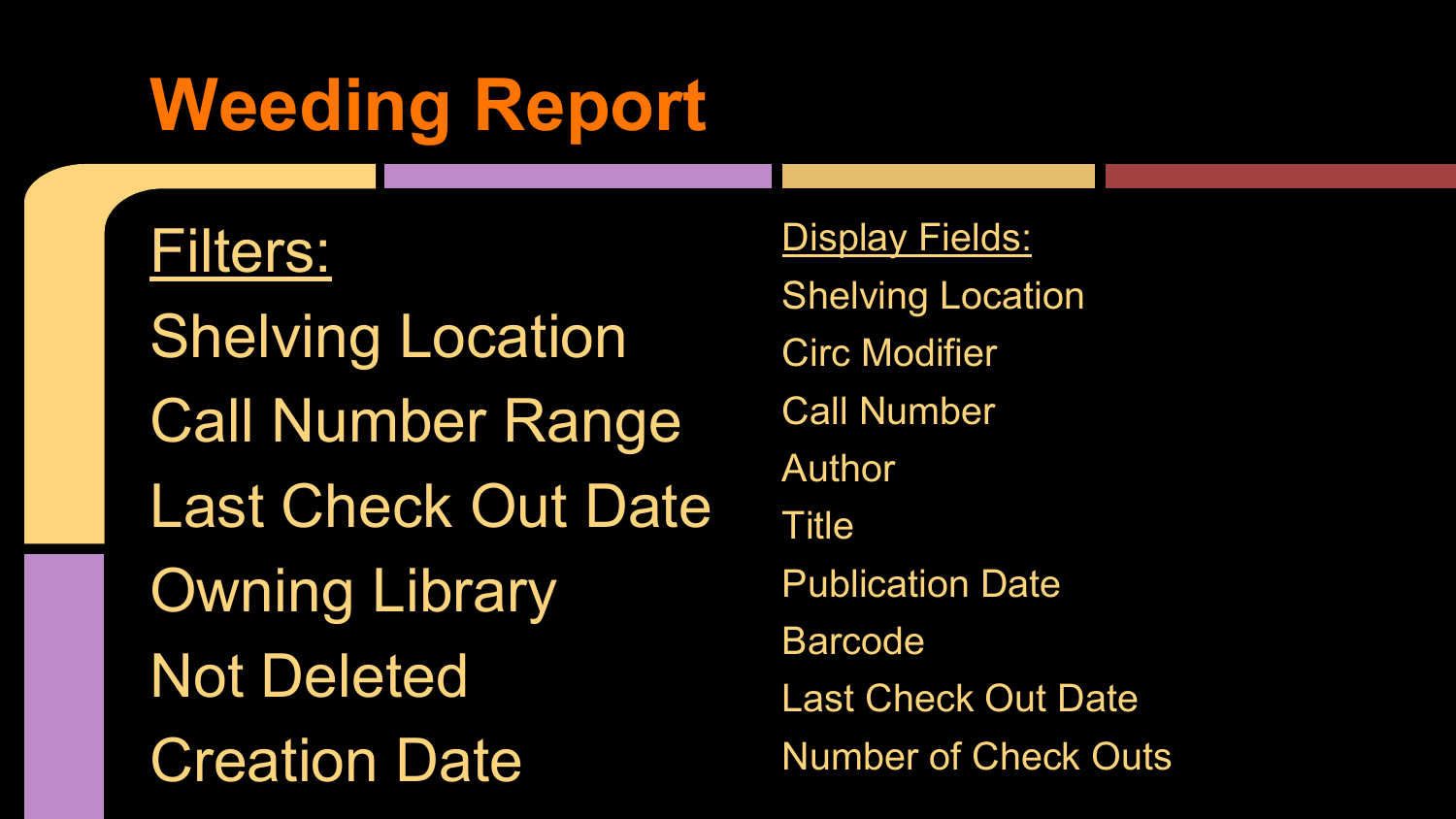# Weeding Report

Filters:

- Shelving Location
- Call Number Range
- Last Check Out Date
- Owning Library
- Not Deleted
- Creation Date

Display Fields:

- Shelving Location
- Circ Modifier
- Call Number
- Author
- Title
- Publication Date
- Barcode
- Last Check Out Date
- Number of Check Outs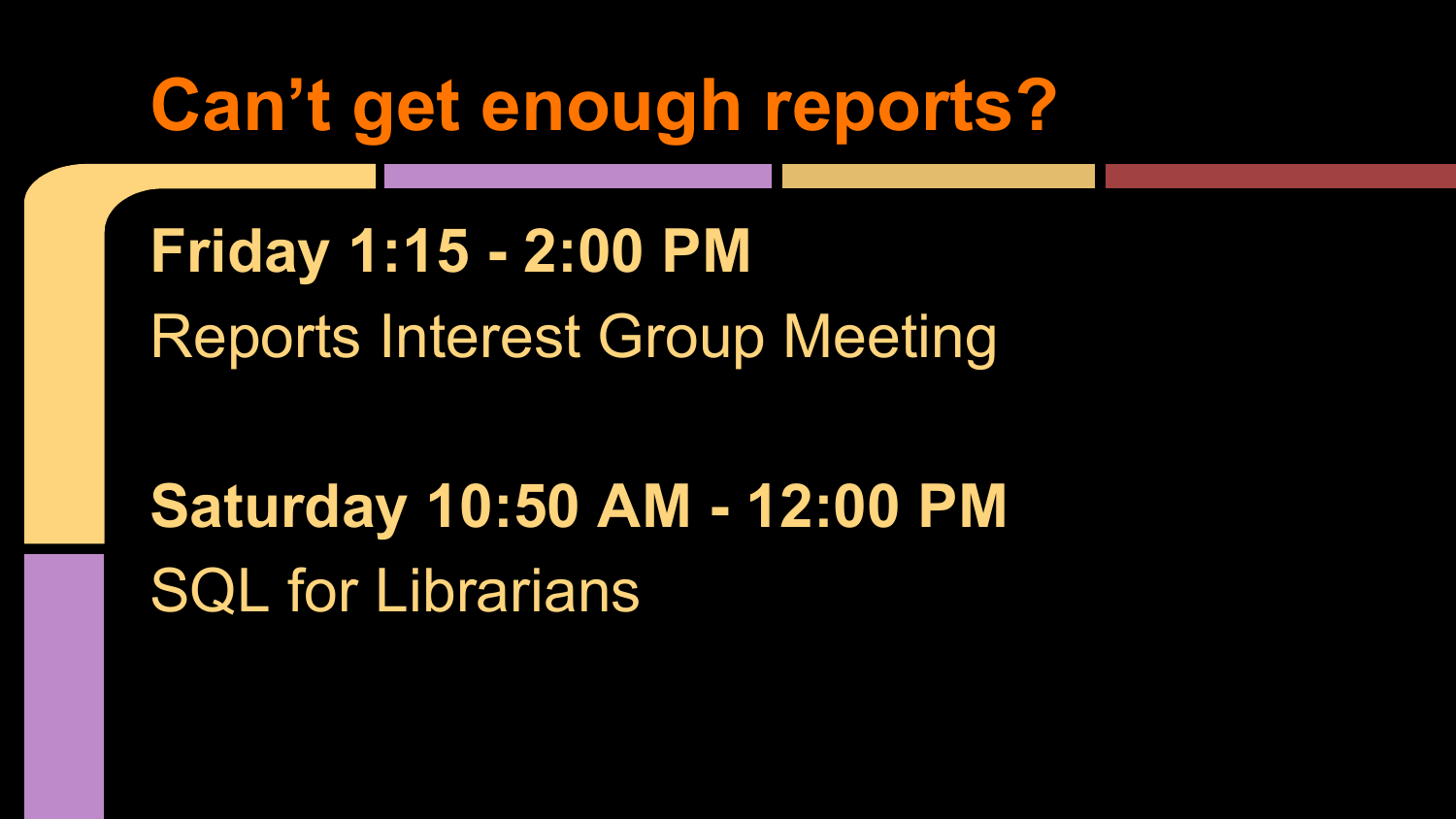# Can’t get enough reports?

**Friday 1:15 - 2:00 PM**

Reports Interest Group Meeting

**Saturday 10:50 AM - 12:00 PM**

SQL for Librarians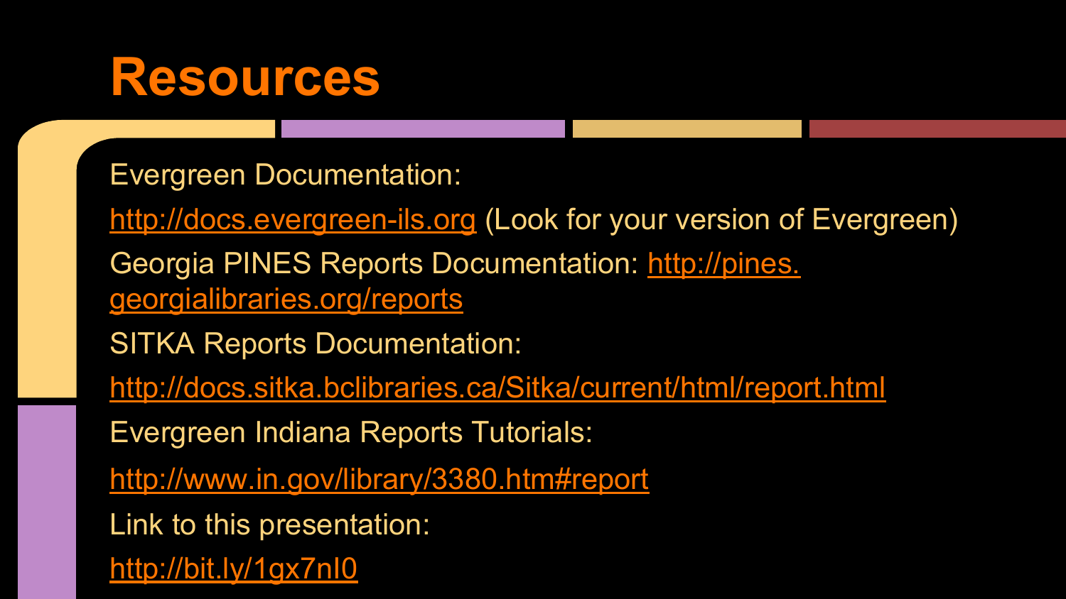# Resources

Evergreen Documentation:

http://docs.evergreen-ils.org (Look for your version of Evergreen)

Georgia PINES Reports Documentation: http://pines.georgialibraries.org/reports

SITKA Reports Documentation:

http://docs.sitka.bclibraries.ca/Sitka/current/html/report.html

Evergreen Indiana Reports Tutorials:

http://www.in.gov/library/3380.htm#report

Link to this presentation:

http://bit.ly/1gx7nl0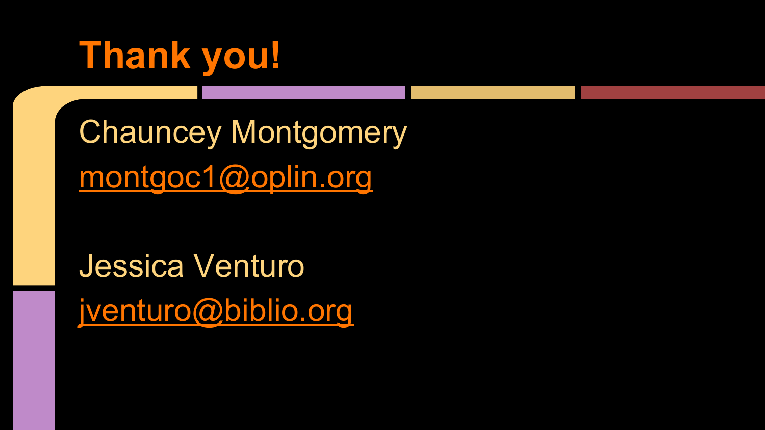# Thank you!

Chauncey Montgomery

montgoc1@oplin.org

Jessica Venturo

jventuro@biblio.org